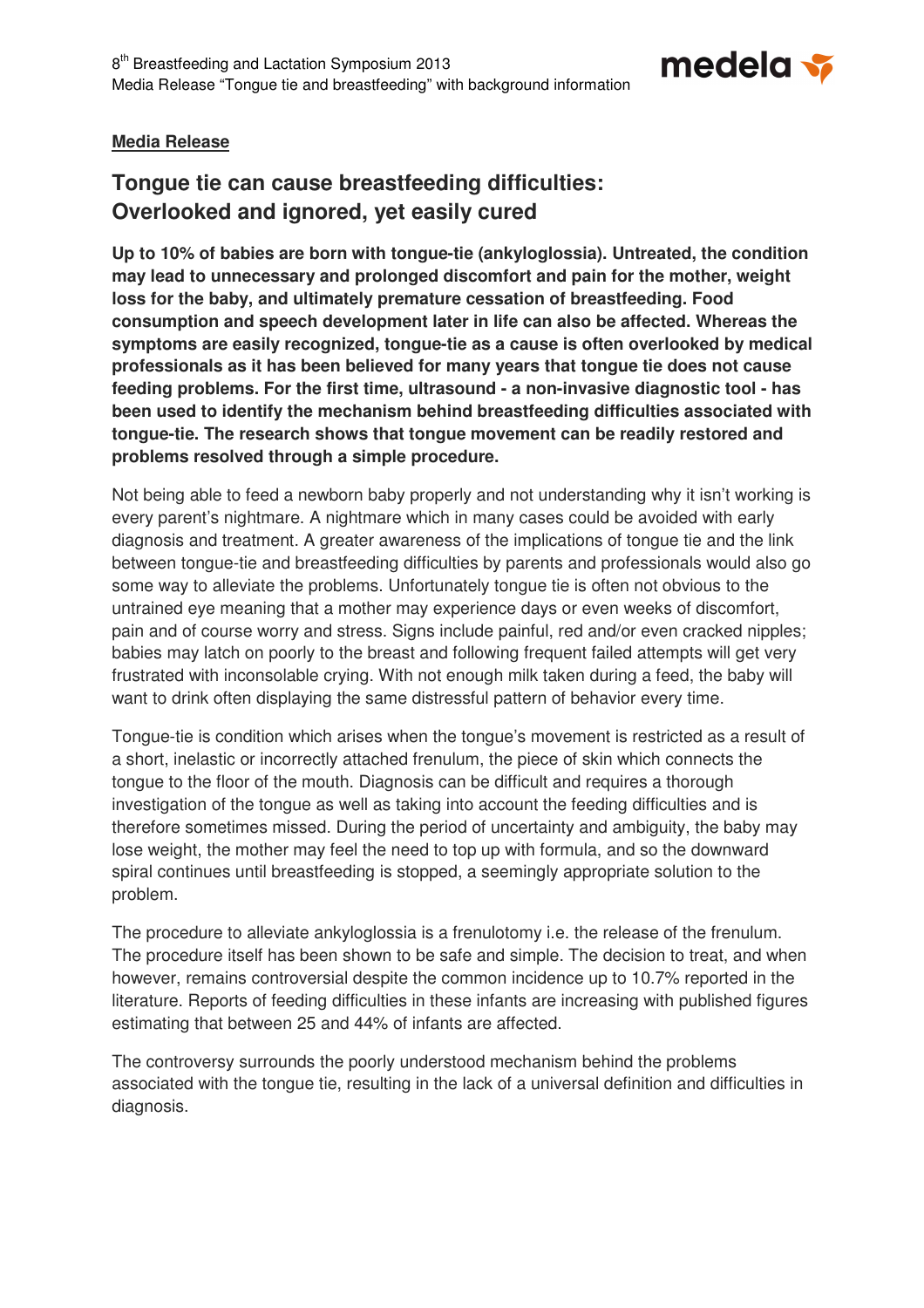**Media Release**

## Tongue tie can cause breastfeeding difficulties: Overlooked and ignored, yet easily cured

**Up to 10% of babies are born with tongue-tie (ankyloglossia). Untreated, the condition may lead to unnecessary and prolonged discomfort and pain for the mother, weight loss for the baby, and ultimately premature cessation of breastfeeding. Food consumption and speech development later in life can also be affected. Whereas the symptoms are easily recognized, tongue-tie as a cause is often overlooked by medical professionals as it has been believed for many years that tongue tie does not cause feeding problems. For the first time, ultrasound - a non-invasive diagnostic tool - has been used to identify the mechanism behind breastfeeding difficulties associated with tongue-tie. The research shows that tongue movement can be readily restored and problems resolved through a simple procedure.**

Not being able to feed a newborn baby properly and not understanding why it isn't working is every parent's nightmare. A nightmare which in many cases could be avoided with early diagnosis and treatment. A greater awareness of the implications of tongue tie and the link between tongue-tie and breastfeeding difficulties by parents and professionals would also go some way to alleviate the problems. Unfortunately tongue tie is often not obvious to the untrained eye meaning that a mother may experience days or even weeks of discomfort, pain and of course worry and stress. Signs include painful, red and/or even cracked nipples; babies may latch on poorly to the breast and following frequent failed attempts will get very frustrated with inconsolable crying. With not enough milk taken during a feed, the baby will want to drink often displaying the same distressful pattern of behavior every time.

Tongue-tie is condition which arises when the tongue's movement is restricted as a result of a short, inelastic or incorrectly attached frenulum, the piece of skin which connects the tongue to the floor of the mouth. Diagnosis can be difficult and requires a thorough investigation of the tongue as well as taking into account the feeding difficulties and is therefore sometimes missed. During the period of uncertainty and ambiguity, the baby may lose weight, the mother may feel the need to top up with formula, and so the downward spiral continues until breastfeeding is stopped, a seemingly appropriate solution to the problem.

The procedure to alleviate ankyloglossia is a frenulotomy i.e. the release of the frenulum. The procedure itself has been shown to be safe and simple. The decision to treat, and when however, remains controversial despite the common incidence up to 10.7% reported in the literature. Reports of feeding difficulties in these infants are increasing with published figures estimating that between 25 and 44% of infants are affected.

The controversy surrounds the poorly understood mechanism behind the problems associated with the tongue tie, resulting in the lack of a universal definition and difficulties in diagnosis.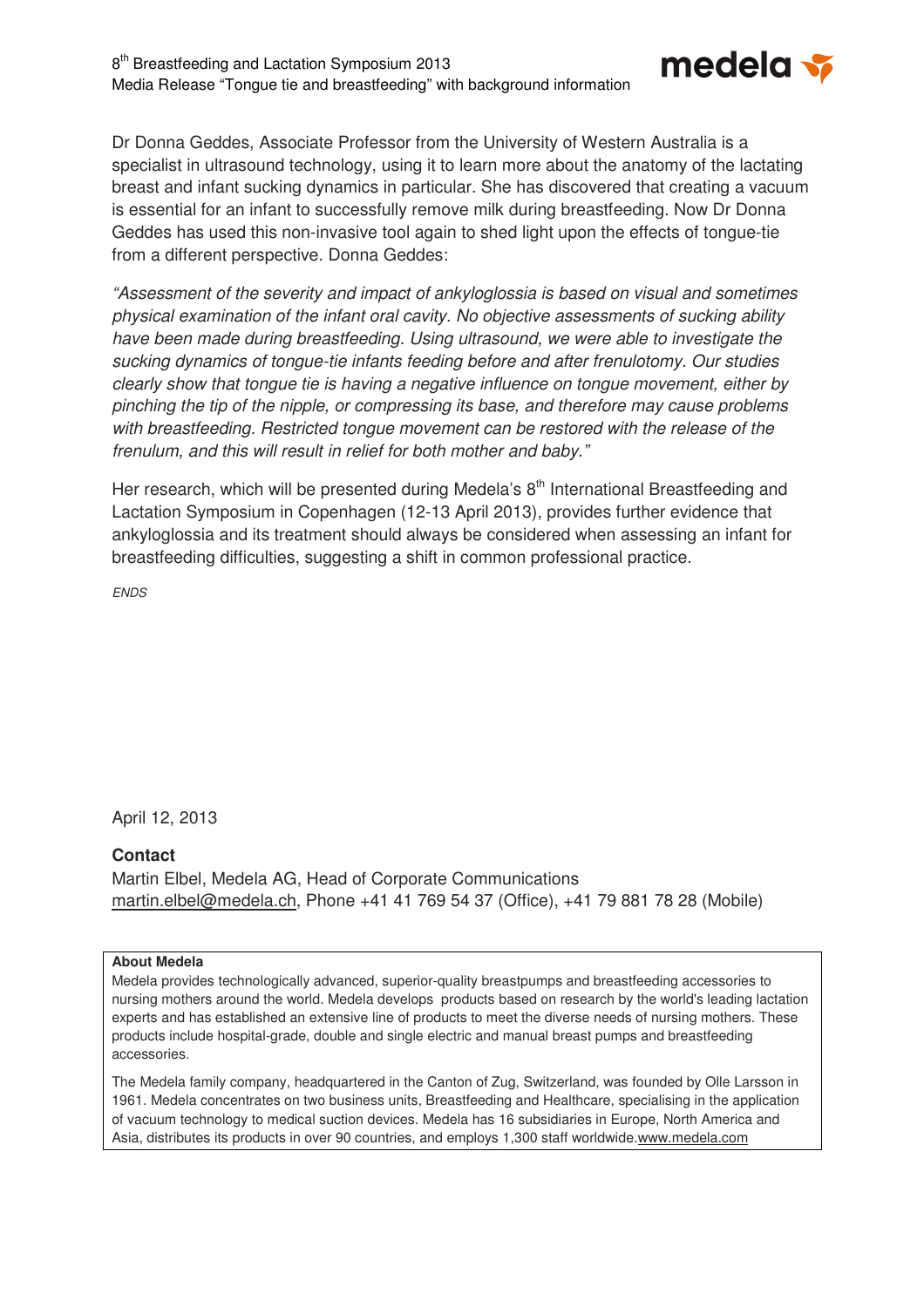Dr Donna Geddes, Associate Professor from the University of Western Australia is a specialist in ultrasound technology, using it to learn more about the anatomy of the lactating breast and infant sucking dynamics in particular. She has discovered that creating a vacuum is essential for an infant to successfully remove milk during breastfeeding. Now Dr Donna Geddes has used this non-invasive tool again to shed light upon the effects of tongue-tie from a different perspective. Donna Geddes:

*"Assessment of the severity and impact of ankyloglossia is based on visual and sometimes physical examination of the infant oral cavity. No objective assessments of sucking ability have been made during breastfeeding. Using ultrasound, we were able to investigate the sucking dynamics of tongue-tie infants feeding before and after frenulotomy. Our studies clearly show that tongue tie is having a negative influence on tongue movement, either by pinching the tip of the nipple, or compressing its base, and therefore may cause problems with breastfeeding. Restricted tongue movement can be restored with the release of the frenulum, and this will result in relief for both mother and baby."*

Her research, which will be presented during Medela's 8th International Breastfeeding and Lactation Symposium in Copenhagen (12-13 April 2013), provides further evidence that ankyloglossia and its treatment should always be considered when assessing an infant for breastfeeding difficulties, suggesting a shift in common professional practice.

*ENDS*

April 12, 2013

**Contact**

Martin Elbel, Medela AG, Head of Corporate Communications
martin.elbel@medela.ch, Phone +41 41 769 54 37 (Office), +41 79 881 78 28 (Mobile)

**About Medela**

Medela provides technologically advanced, superior-quality breastpumps and breastfeeding accessories to nursing mothers around the world. Medela develops products based on research by the world's leading lactation experts and has established an extensive line of products to meet the diverse needs of nursing mothers. These products include hospital-grade, double and single electric and manual breast pumps and breastfeeding accessories.

The Medela family company, headquartered in the Canton of Zug, Switzerland, was founded by Olle Larsson in 1961. Medela concentrates on two business units, Breastfeeding and Healthcare, specialising in the application of vacuum technology to medical suction devices. Medela has 16 subsidiaries in Europe, North America and Asia, distributes its products in over 90 countries, and employs 1,300 staff worldwide. www.medela.com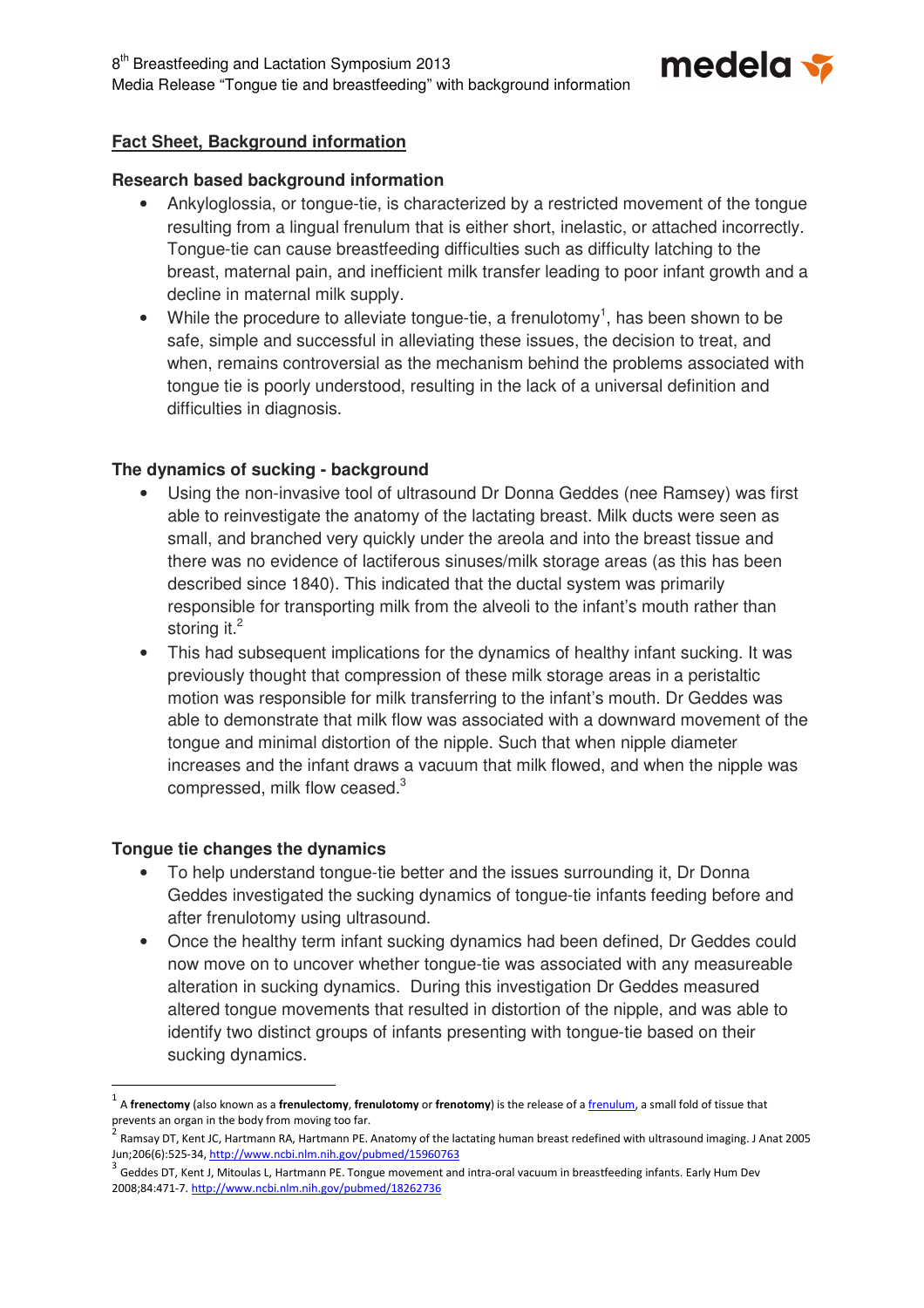## Fact Sheet, Background information

### Research based background information

- Ankyloglossia, or tongue-tie, is characterized by a restricted movement of the tongue resulting from a lingual frenulum that is either short, inelastic, or attached incorrectly. Tongue-tie can cause breastfeeding difficulties such as difficulty latching to the breast, maternal pain, and inefficient milk transfer leading to poor infant growth and a decline in maternal milk supply.
- While the procedure to alleviate tongue-tie, a frenulotomy[1], has been shown to be safe, simple and successful in alleviating these issues, the decision to treat, and when, remains controversial as the mechanism behind the problems associated with tongue tie is poorly understood, resulting in the lack of a universal definition and difficulties in diagnosis.

### The dynamics of sucking - background

- Using the non-invasive tool of ultrasound Dr Donna Geddes (nee Ramsey) was first able to reinvestigate the anatomy of the lactating breast. Milk ducts were seen as small, and branched very quickly under the areola and into the breast tissue and there was no evidence of lactiferous sinuses/milk storage areas (as this has been described since 1840). This indicated that the ductal system was primarily responsible for transporting milk from the alveoli to the infant's mouth rather than storing it.[2]
- This had subsequent implications for the dynamics of healthy infant sucking. It was previously thought that compression of these milk storage areas in a peristaltic motion was responsible for milk transferring to the infant's mouth. Dr Geddes was able to demonstrate that milk flow was associated with a downward movement of the tongue and minimal distortion of the nipple. Such that when nipple diameter increases and the infant draws a vacuum that milk flowed, and when the nipple was compressed, milk flow ceased.[3]

### Tongue tie changes the dynamics

- To help understand tongue-tie better and the issues surrounding it, Dr Donna Geddes investigated the sucking dynamics of tongue-tie infants feeding before and after frenulotomy using ultrasound.
- Once the healthy term infant sucking dynamics had been defined, Dr Geddes could now move on to uncover whether tongue-tie was associated with any measureable alteration in sucking dynamics. During this investigation Dr Geddes measured altered tongue movements that resulted in distortion of the nipple, and was able to identify two distinct groups of infants presenting with tongue-tie based on their sucking dynamics.

---

[1] A **frenectomy** (also known as a **frenulectomy**, **frenulotomy** or **frenotomy**) is the release of a frenulum, a small fold of tissue that prevents an organ in the body from moving too far.

[2] Ramsay DT, Kent JC, Hartmann RA, Hartmann PE. Anatomy of the lactating human breast redefined with ultrasound imaging. J Anat 2005 Jun;206(6):525-34, http://www.ncbi.nlm.nih.gov/pubmed/15960763

[3] Geddes DT, Kent J, Mitoulas L, Hartmann PE. Tongue movement and intra-oral vacuum in breastfeeding infants. Early Hum Dev 2008;84:471-7. http://www.ncbi.nlm.nih.gov/pubmed/18262736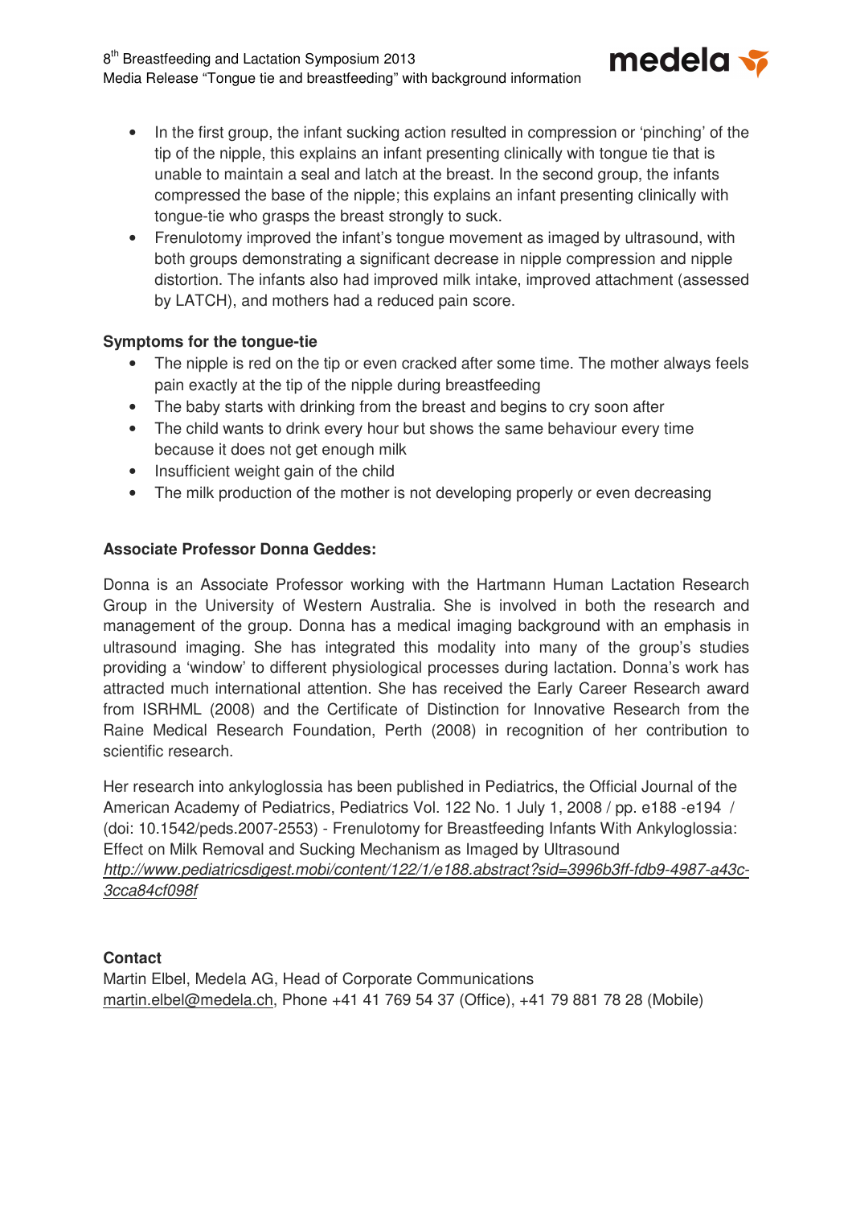- In the first group, the infant sucking action resulted in compression or 'pinching' of the tip of the nipple, this explains an infant presenting clinically with tongue tie that is unable to maintain a seal and latch at the breast. In the second group, the infants compressed the base of the nipple; this explains an infant presenting clinically with tongue-tie who grasps the breast strongly to suck.
- Frenulotomy improved the infant's tongue movement as imaged by ultrasound, with both groups demonstrating a significant decrease in nipple compression and nipple distortion. The infants also had improved milk intake, improved attachment (assessed by LATCH), and mothers had a reduced pain score.

**Symptoms for the tongue-tie**

- The nipple is red on the tip or even cracked after some time. The mother always feels pain exactly at the tip of the nipple during breastfeeding
- The baby starts with drinking from the breast and begins to cry soon after
- The child wants to drink every hour but shows the same behaviour every time because it does not get enough milk
- Insufficient weight gain of the child
- The milk production of the mother is not developing properly or even decreasing

**Associate Professor Donna Geddes:**

Donna is an Associate Professor working with the Hartmann Human Lactation Research Group in the University of Western Australia. She is involved in both the research and management of the group. Donna has a medical imaging background with an emphasis in ultrasound imaging. She has integrated this modality into many of the group's studies providing a 'window' to different physiological processes during lactation. Donna's work has attracted much international attention. She has received the Early Career Research award from ISRHML (2008) and the Certificate of Distinction for Innovative Research from the Raine Medical Research Foundation, Perth (2008) in recognition of her contribution to scientific research.

Her research into ankyloglossia has been published in Pediatrics, the Official Journal of the American Academy of Pediatrics, Pediatrics Vol. 122 No. 1 July 1, 2008 / pp. e188 -e194 / (doi: 10.1542/peds.2007-2553) - Frenulotomy for Breastfeeding Infants With Ankyloglossia: Effect on Milk Removal and Sucking Mechanism as Imaged by Ultrasound
*http://www.pediatricsdigest.mobi/content/122/1/e188.abstract?sid=3996b3ff-fdb9-4987-a43c-3cca84cf098f*

**Contact**
Martin Elbel, Medela AG, Head of Corporate Communications
martin.elbel@medela.ch, Phone +41 41 769 54 37 (Office), +41 79 881 78 28 (Mobile)